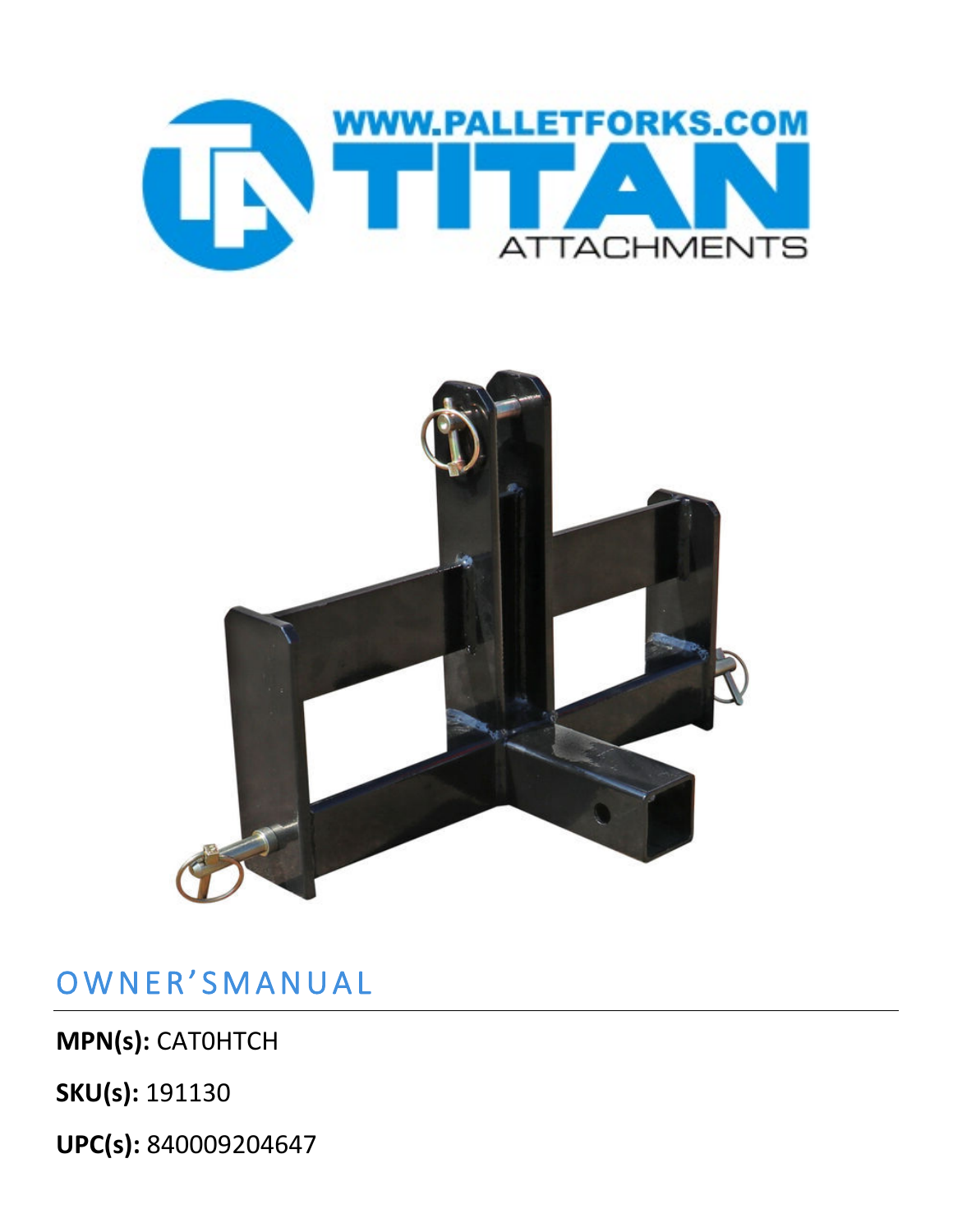WWW.PALLETFORKS.COM

TITAN

ATTACHMENTS

# OWNER'SMANUAL

**MPN(s):** CAT0HTCH

**SKU(s):** 191130

**UPC(s):** 840009204647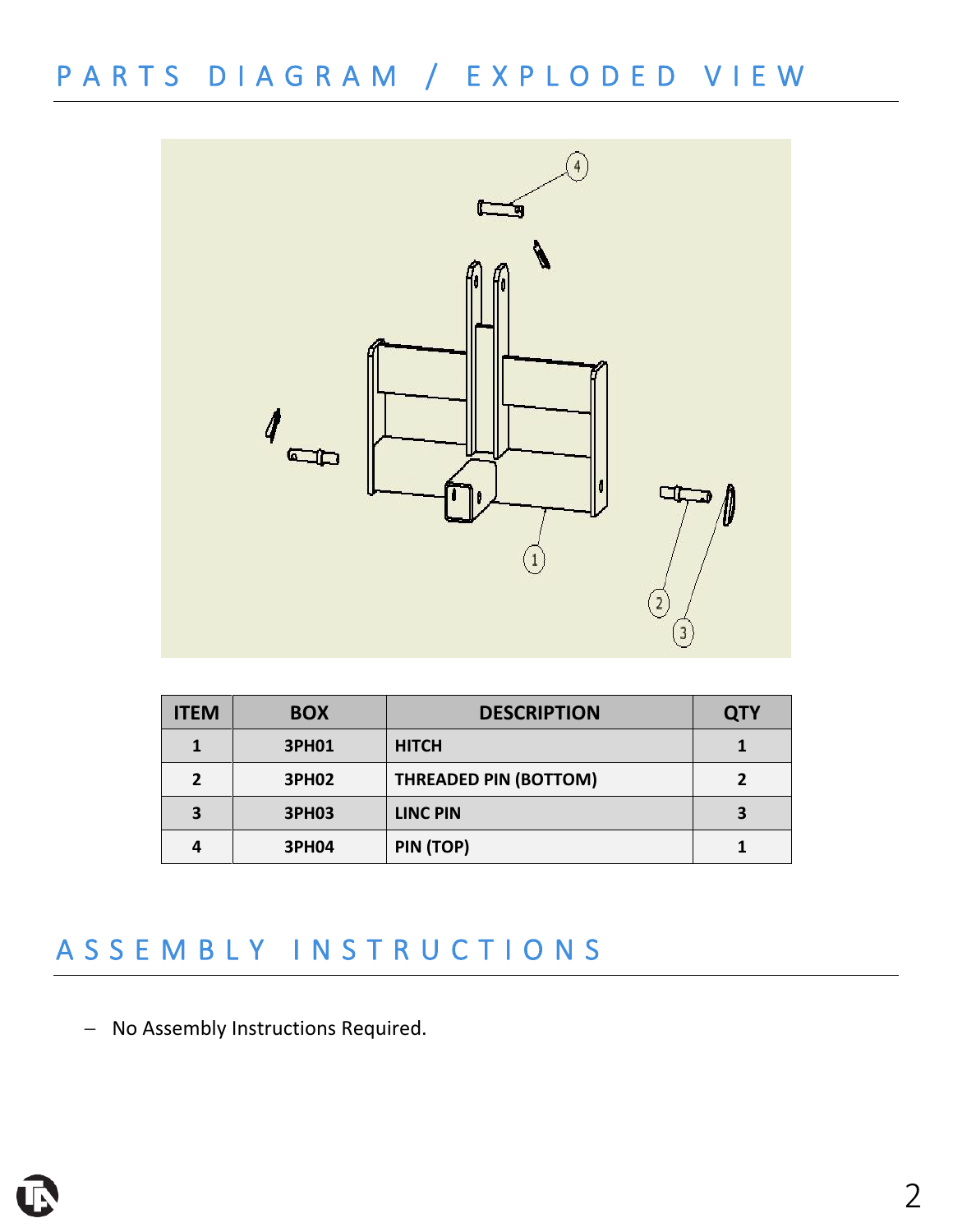# PARTS DIAGRAM / EXPLODED VIEW

| ITEM | BOX | DESCRIPTION | QTY |
|---|---|---|---|
| 1 | 3PH01 | HITCH | 1 |
| 2 | 3PH02 | THREADED PIN (BOTTOM) | 2 |
| 3 | 3PH03 | LINC PIN | 3 |
| 4 | 3PH04 | PIN (TOP) | 1 |

# ASSEMBLY INSTRUCTIONS

- No Assembly Instructions Required.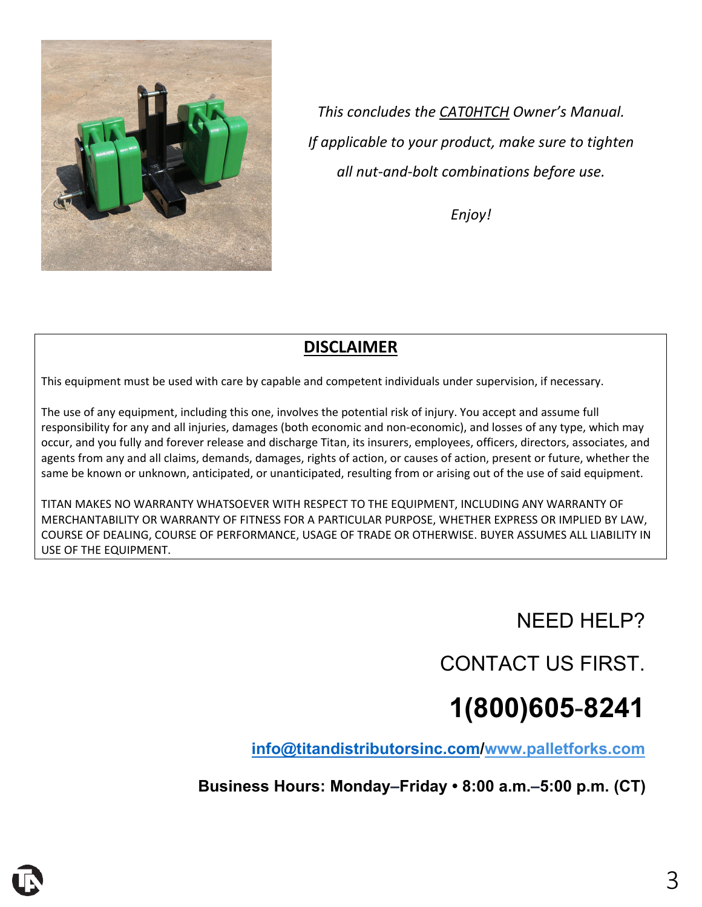*This concludes the CAT0HTCH Owner's Manual.*

*If applicable to your product, make sure to tighten all nut-and-bolt combinations before use.*

*Enjoy!*

## DISCLAIMER

This equipment must be used with care by capable and competent individuals under supervision, if necessary.

The use of any equipment, including this one, involves the potential risk of injury. You accept and assume full responsibility for any and all injuries, damages (both economic and non-economic), and losses of any type, which may occur, and you fully and forever release and discharge Titan, its insurers, employees, officers, directors, associates, and agents from any and all claims, demands, damages, rights of action, or causes of action, present or future, whether the same be known or unknown, anticipated, or unanticipated, resulting from or arising out of the use of said equipment.

TITAN MAKES NO WARRANTY WHATSOEVER WITH RESPECT TO THE EQUIPMENT, INCLUDING ANY WARRANTY OF MERCHANTABILITY OR WARRANTY OF FITNESS FOR A PARTICULAR PURPOSE, WHETHER EXPRESS OR IMPLIED BY LAW, COURSE OF DEALING, COURSE OF PERFORMANCE, USAGE OF TRADE OR OTHERWISE. BUYER ASSUMES ALL LIABILITY IN USE OF THE EQUIPMENT.

NEED HELP?

CONTACT US FIRST.

**1(800)605-8241**

**info@titandistributorsinc.com/www.palletforks.com**

**Business Hours: Monday–Friday • 8:00 a.m.–5:00 p.m. (CT)**